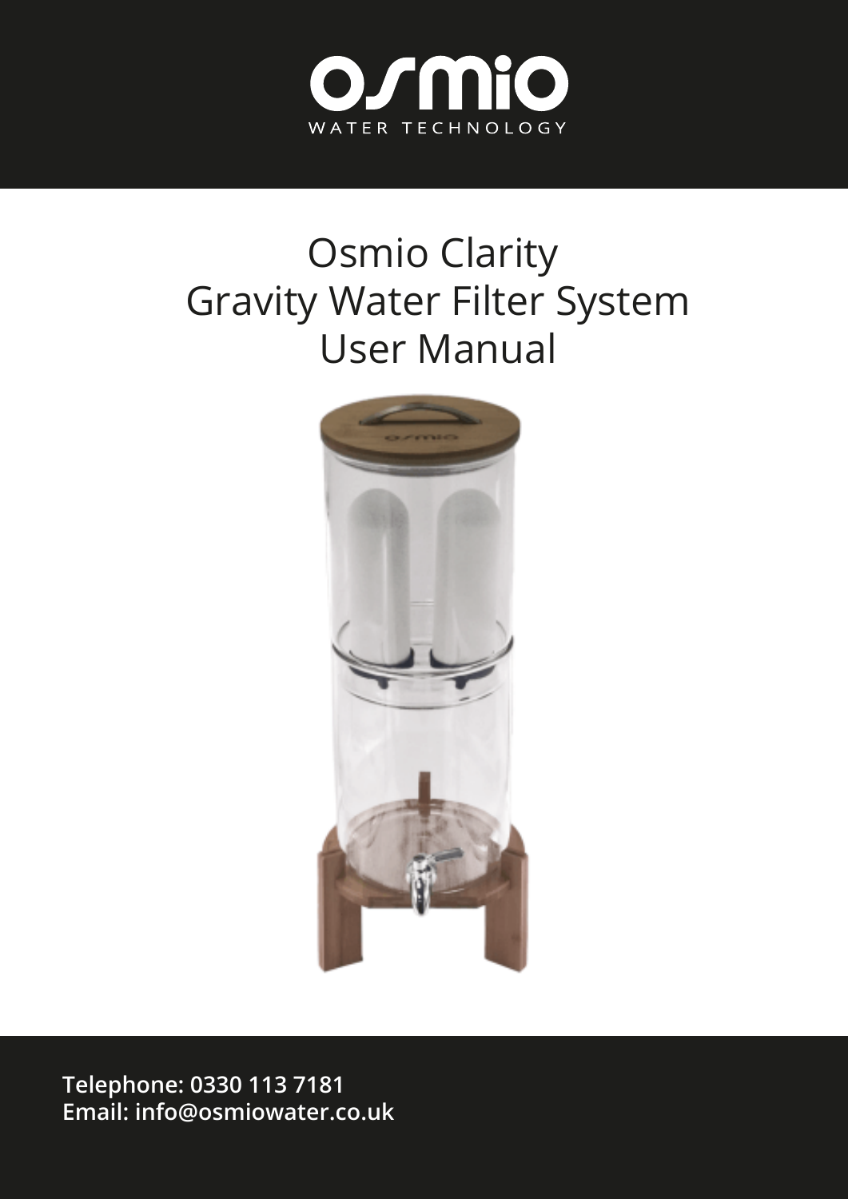osmio
WATER TECHNOLOGY

# Osmio Clarity Gravity Water Filter System User Manual

**Telephone: 0330 113 7181**
**Email: info@osmiowater.co.uk**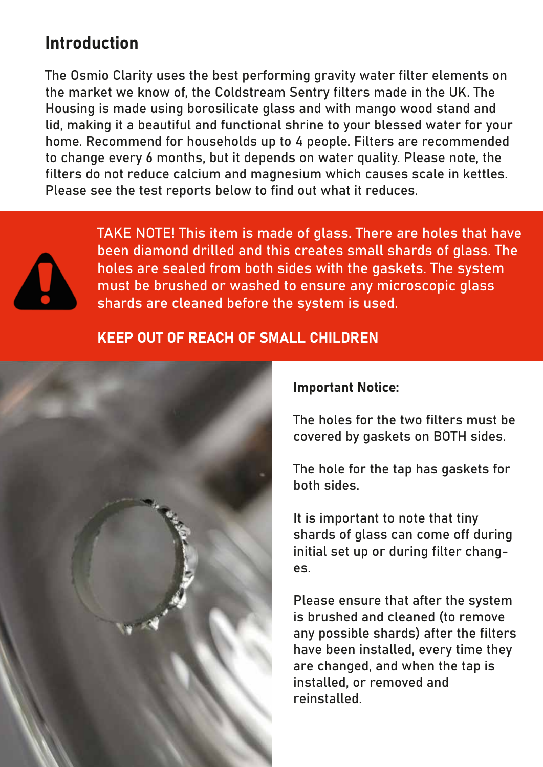## Introduction

The Osmio Clarity uses the best performing gravity water filter elements on the market we know of, the Coldstream Sentry filters made in the UK. The Housing is made using borosilicate glass and with mango wood stand and lid, making it a beautiful and functional shrine to your blessed water for your home. Recommend for households up to 4 people. Filters are recommended to change every 6 months, but it depends on water quality. Please note, the filters do not reduce calcium and magnesium which causes scale in kettles. Please see the test reports below to find out what it reduces.

TAKE NOTE! This item is made of glass. There are holes that have been diamond drilled and this creates small shards of glass. The holes are sealed from both sides with the gaskets. The system must be brushed or washed to ensure any microscopic glass shards are cleaned before the system is used.

**KEEP OUT OF REACH OF SMALL CHILDREN**

**Important Notice:**

The holes for the two filters must be covered by gaskets on BOTH sides.

The hole for the tap has gaskets for both sides.

It is important to note that tiny shards of glass can come off during initial set up or during filter changes.

Please ensure that after the system is brushed and cleaned (to remove any possible shards) after the filters have been installed, every time they are changed, and when the tap is installed, or removed and reinstalled.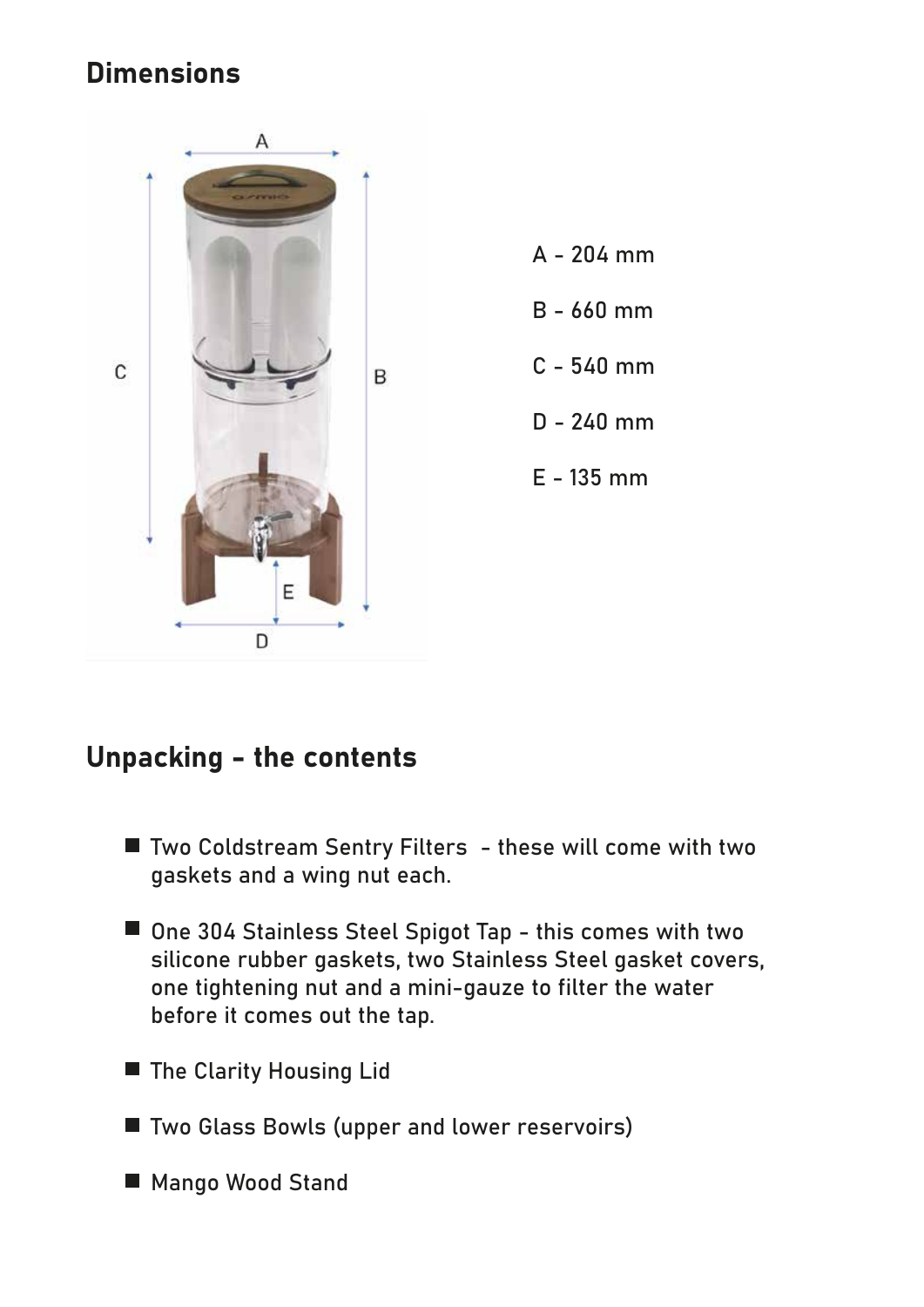## Dimensions

A - 204 mm

B - 660 mm

C - 540 mm

D - 240 mm

E - 135 mm

## Unpacking - the contents

- Two Coldstream Sentry Filters - these will come with two gaskets and a wing nut each.
- One 304 Stainless Steel Spigot Tap - this comes with two silicone rubber gaskets, two Stainless Steel gasket covers, one tightening nut and a mini-gauze to filter the water before it comes out the tap.
- The Clarity Housing Lid
- Two Glass Bowls (upper and lower reservoirs)
- Mango Wood Stand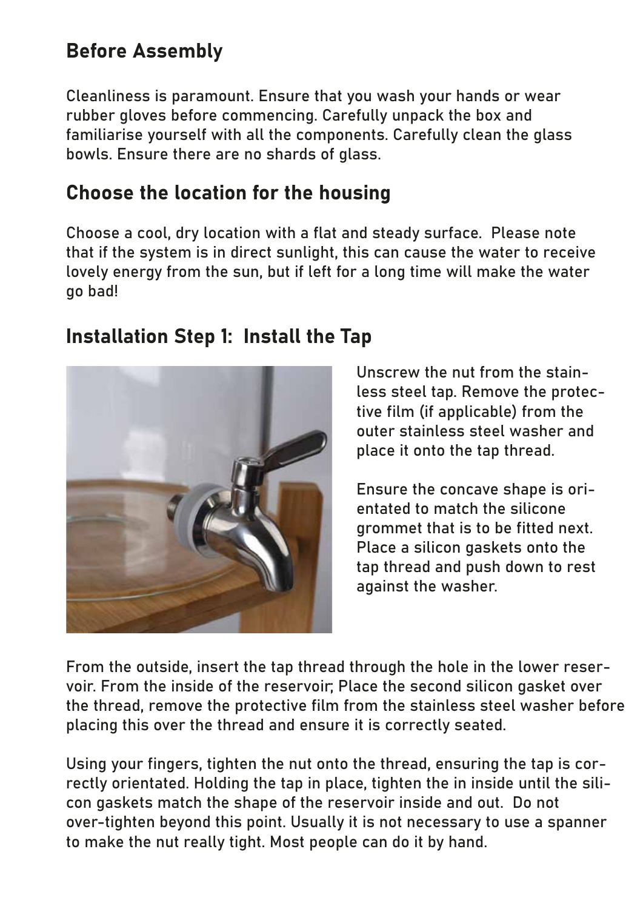## Before Assembly

Cleanliness is paramount. Ensure that you wash your hands or wear rubber gloves before commencing. Carefully unpack the box and familiarise yourself with all the components. Carefully clean the glass bowls. Ensure there are no shards of glass.

## Choose the location for the housing

Choose a cool, dry location with a flat and steady surface. Please note that if the system is in direct sunlight, this can cause the water to receive lovely energy from the sun, but if left for a long time will make the water go bad!

## Installation Step 1: Install the Tap

Unscrew the nut from the stainless steel tap. Remove the protective film (if applicable) from the outer stainless steel washer and place it onto the tap thread.

Ensure the concave shape is orientated to match the silicone grommet that is to be fitted next. Place a silicon gaskets onto the tap thread and push down to rest against the washer.

From the outside, insert the tap thread through the hole in the lower reservoir. From the inside of the reservoir; Place the second silicon gasket over the thread, remove the protective film from the stainless steel washer before placing this over the thread and ensure it is correctly seated.

Using your fingers, tighten the nut onto the thread, ensuring the tap is correctly orientated. Holding the tap in place, tighten the in inside until the silicon gaskets match the shape of the reservoir inside and out. Do not over-tighten beyond this point. Usually it is not necessary to use a spanner to make the nut really tight. Most people can do it by hand.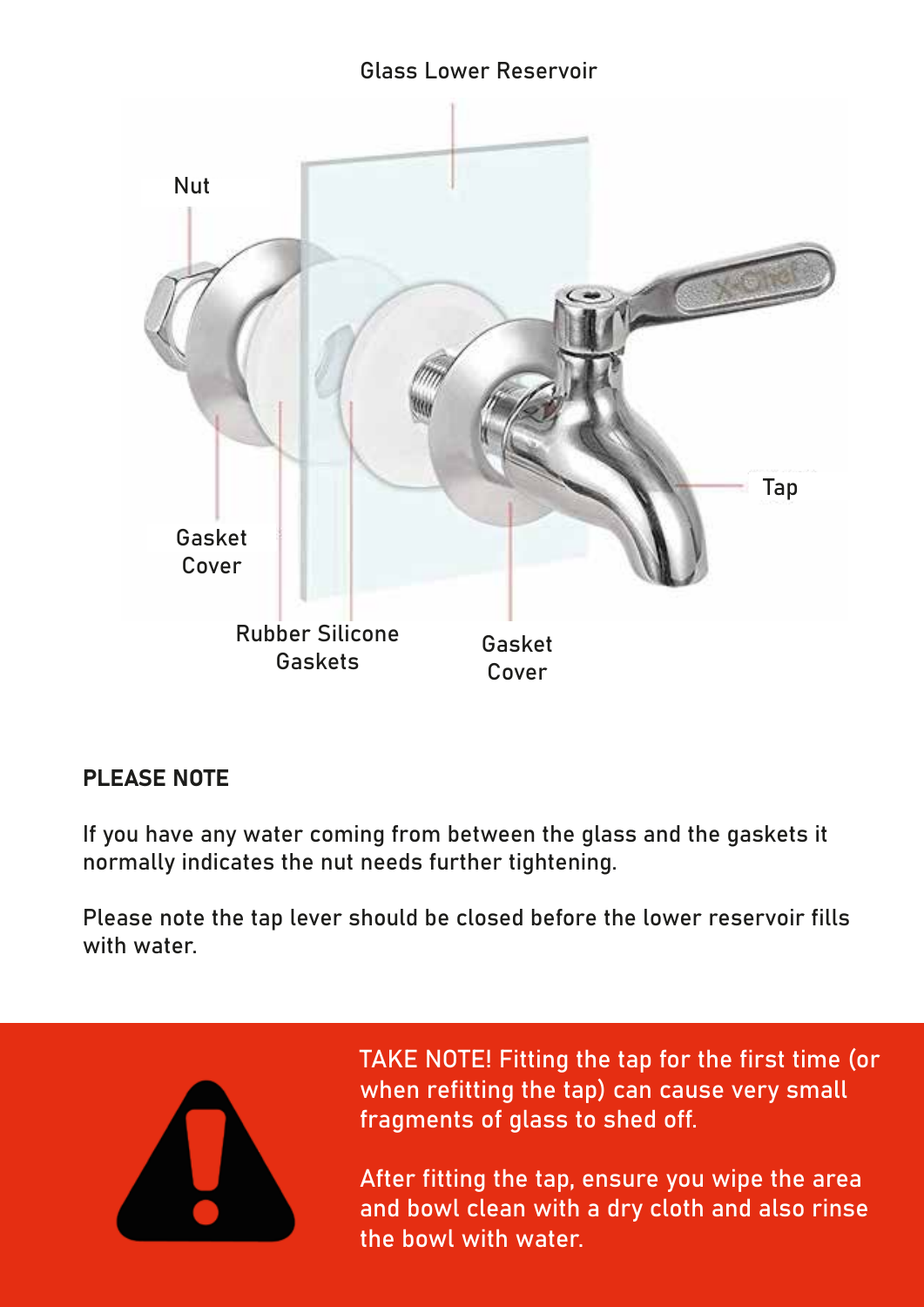Glass Lower Reservoir

Nut

Tap

Gasket Cover

Rubber Silicone Gaskets

Gasket Cover

**PLEASE NOTE**

If you have any water coming from between the glass and the gaskets it normally indicates the nut needs further tightening.

Please note the tap lever should be closed before the lower reservoir fills with water.

TAKE NOTE! Fitting the tap for the first time (or when refitting the tap) can cause very small fragments of glass to shed off.

After fitting the tap, ensure you wipe the area and bowl clean with a dry cloth and also rinse the bowl with water.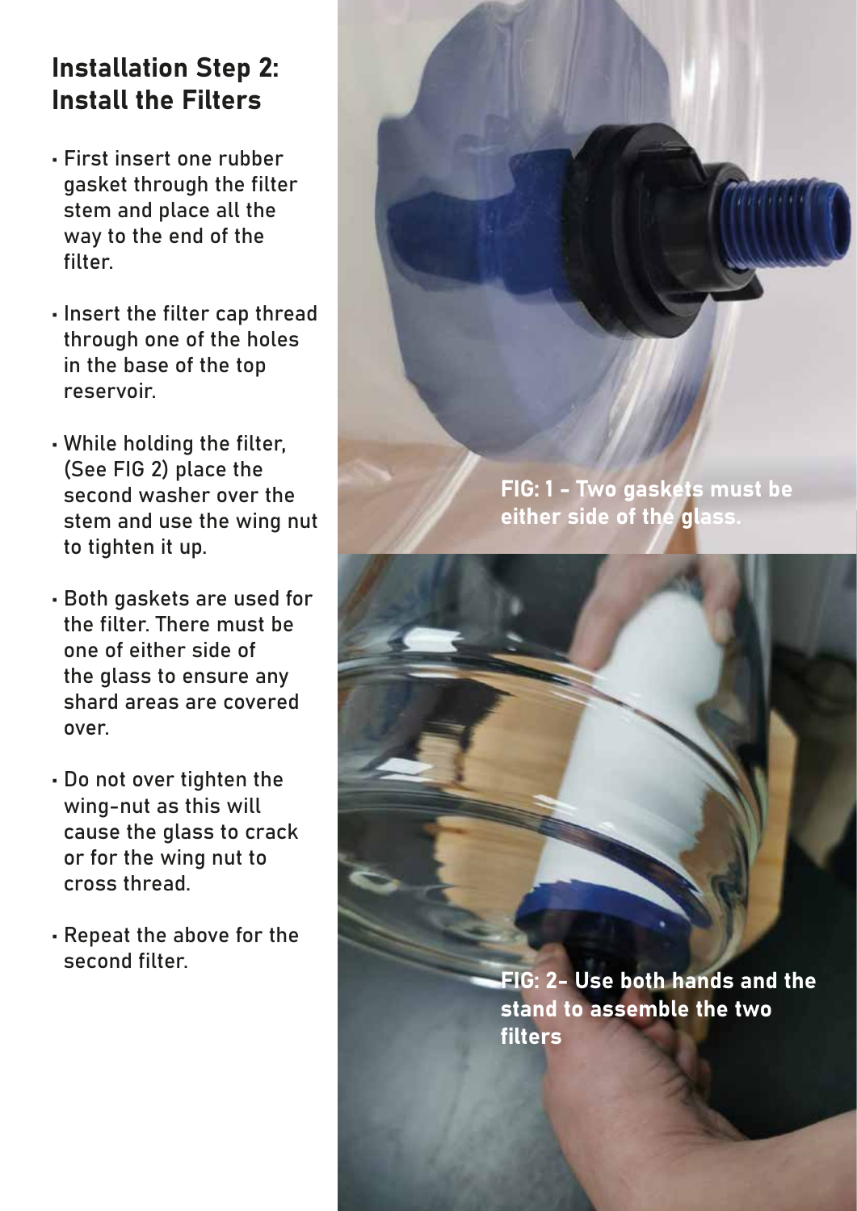## Installation Step 2: Install the Filters

- First insert one rubber gasket through the filter stem and place all the way to the end of the filter.
- Insert the filter cap thread through one of the holes in the base of the top reservoir.
- While holding the filter, (See FIG 2) place the second washer over the stem and use the wing nut to tighten it up.
- Both gaskets are used for the filter. There must be one of either side of the glass to ensure any shard areas are covered over.
- Do not over tighten the wing-nut as this will cause the glass to crack or for the wing nut to cross thread.
- Repeat the above for the second filter.

**FIG: 1 - Two gaskets must be either side of the glass.**

**FIG: 2- Use both hands and the stand to assemble the two filters**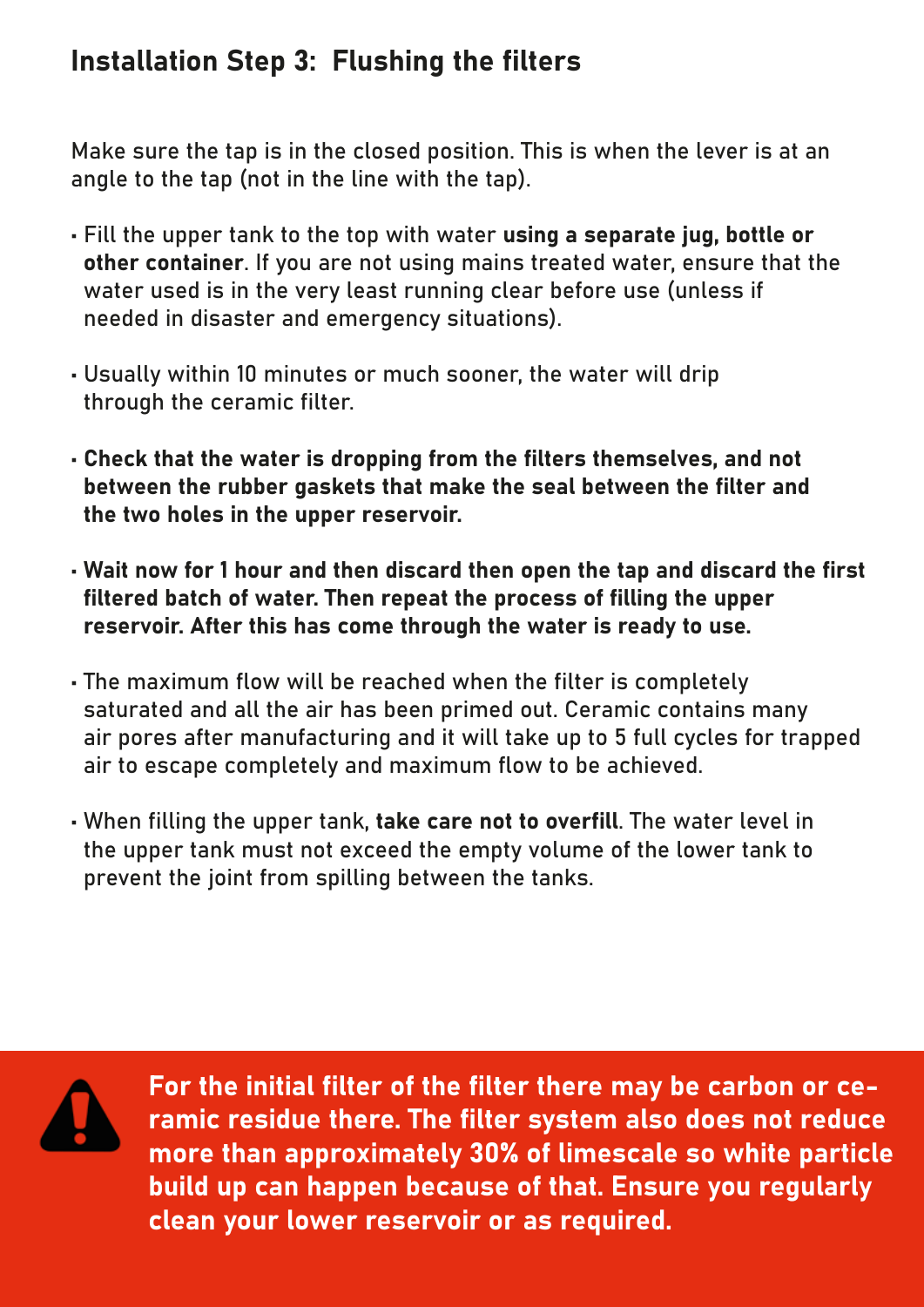## Installation Step 3:  Flushing the filters

Make sure the tap is in the closed position. This is when the lever is at an angle to the tap (not in the line with the tap).

- Fill the upper tank to the top with water **using a separate jug, bottle or other container**. If you are not using mains treated water, ensure that the water used is in the very least running clear before use (unless if needed in disaster and emergency situations).
- Usually within 10 minutes or much sooner, the water will drip through the ceramic filter.
- **Check that the water is dropping from the filters themselves, and not between the rubber gaskets that make the seal between the filter and the two holes in the upper reservoir.**
- **Wait now for 1 hour and then discard then open the tap and discard the first filtered batch of water. Then repeat the process of filling the upper reservoir. After this has come through the water is ready to use.**
- The maximum flow will be reached when the filter is completely saturated and all the air has been primed out. Ceramic contains many air pores after manufacturing and it will take up to 5 full cycles for trapped air to escape completely and maximum flow to be achieved.
- When filling the upper tank, **take care not to overfill**. The water level in the upper tank must not exceed the empty volume of the lower tank to prevent the joint from spilling between the tanks.

**For the initial filter of the filter there may be carbon or ceramic residue there. The filter system also does not reduce more than approximately 30% of limescale so white particle build up can happen because of that. Ensure you regularly clean your lower reservoir or as required.**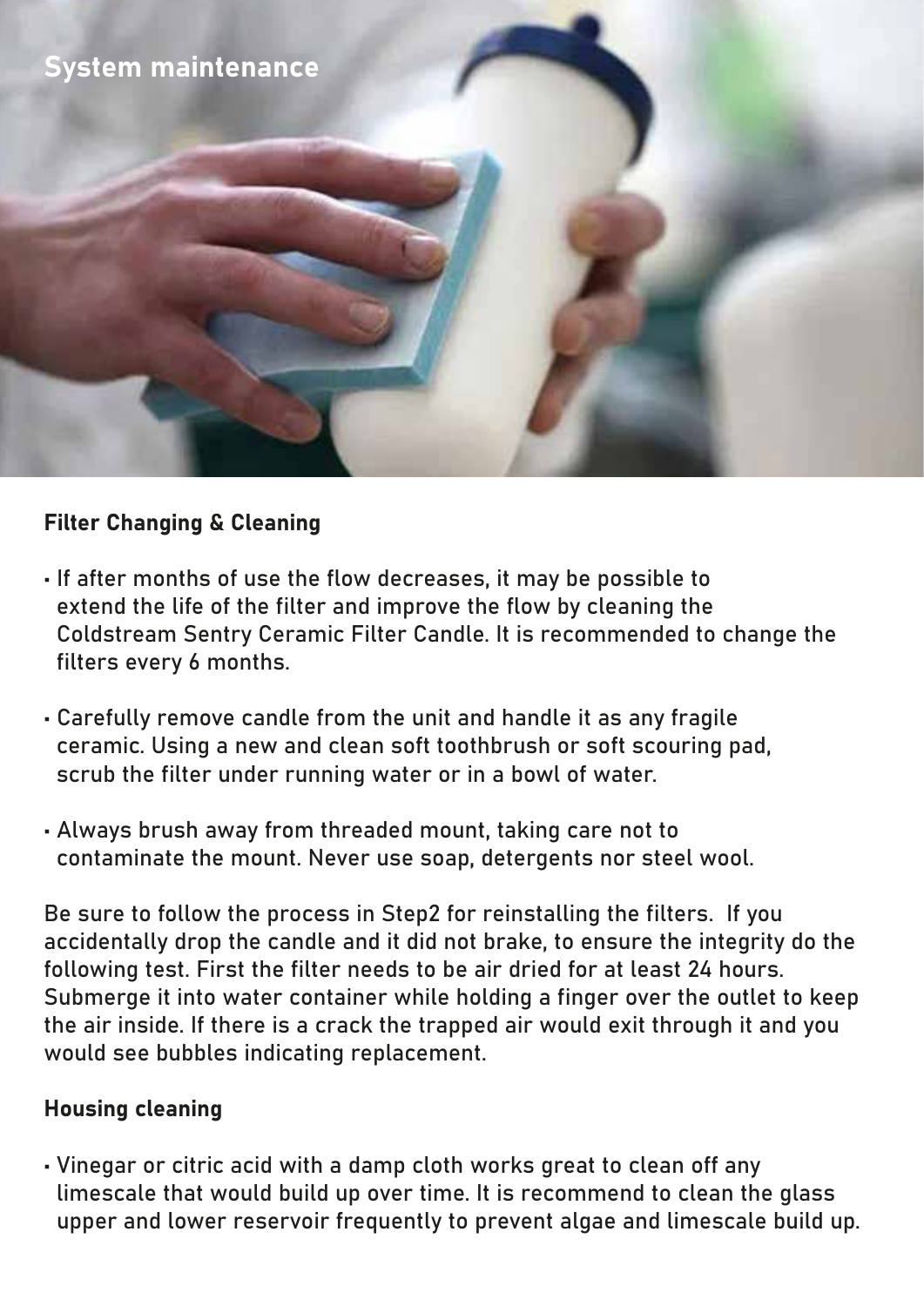# System maintenance

## Filter Changing & Cleaning

- If after months of use the flow decreases, it may be possible to extend the life of the filter and improve the flow by cleaning the Coldstream Sentry Ceramic Filter Candle. It is recommended to change the filters every 6 months.
- Carefully remove candle from the unit and handle it as any fragile ceramic. Using a new and clean soft toothbrush or soft scouring pad, scrub the filter under running water or in a bowl of water.
- Always brush away from threaded mount, taking care not to contaminate the mount. Never use soap, detergents nor steel wool.

Be sure to follow the process in Step2 for reinstalling the filters. If you accidentally drop the candle and it did not brake, to ensure the integrity do the following test. First the filter needs to be air dried for at least 24 hours. Submerge it into water container while holding a finger over the outlet to keep the air inside. If there is a crack the trapped air would exit through it and you would see bubbles indicating replacement.

## Housing cleaning

- Vinegar or citric acid with a damp cloth works great to clean off any limescale that would build up over time. It is recommend to clean the glass upper and lower reservoir frequently to prevent algae and limescale build up.